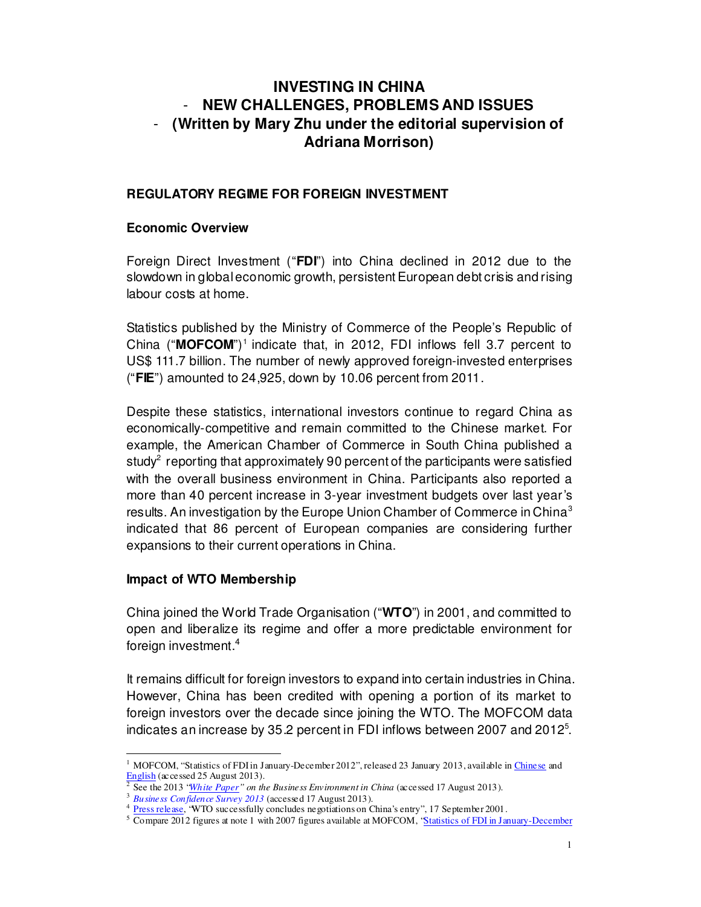# INVESTING IN CHINA
## - NEW CHALLENGES, PROBLEMS AND ISSUES
## - (Written by Mary Zhu under the editorial supervision of Adriana Morrison)

### REGULATORY REGIME FOR FOREIGN INVESTMENT

#### Economic Overview

Foreign Direct Investment ("**FDI**") into China declined in 2012 due to the slowdown in global economic growth, persistent European debt crisis and rising labour costs at home.

Statistics published by the Ministry of Commerce of the People's Republic of China ("**MOFCOM**")[1] indicate that, in 2012, FDI inflows fell 3.7 percent to US$ 111.7 billion. The number of newly approved foreign-invested enterprises ("**FIE**") amounted to 24,925, down by 10.06 percent from 2011.

Despite these statistics, international investors continue to regard China as economically-competitive and remain committed to the Chinese market. For example, the American Chamber of Commerce in South China published a study[2] reporting that approximately 90 percent of the participants were satisfied with the overall business environment in China. Participants also reported a more than 40 percent increase in 3-year investment budgets over last year's results. An investigation by the Europe Union Chamber of Commerce in China[3] indicated that 86 percent of European companies are considering further expansions to their current operations in China.

#### Impact of WTO Membership

China joined the World Trade Organisation ("**WTO**") in 2001, and committed to open and liberalize its regime and offer a more predictable environment for foreign investment.[4]

It remains difficult for foreign investors to expand into certain industries in China. However, China has been credited with opening a portion of its market to foreign investors over the decade since joining the WTO. The MOFCOM data indicates an increase by 35.2 percent in FDI inflows between 2007 and 2012[5].

---

[1] MOFCOM, "Statistics of FDI in January-December 2012", released 23 January 2013, available in Chinese and English (accessed 25 August 2013).

[2] See the 2013 *"White Paper" on the Business Environment in China* (accessed 17 August 2013).

[3] *Business Confidence Survey 2013* (accessed 17 August 2013).

[4] Press release, "WTO successfully concludes negotiations on China's entry", 17 September 2001.

[5] Compare 2012 figures at note 1 with 2007 figures available at MOFCOM, "Statistics of FDI in January-December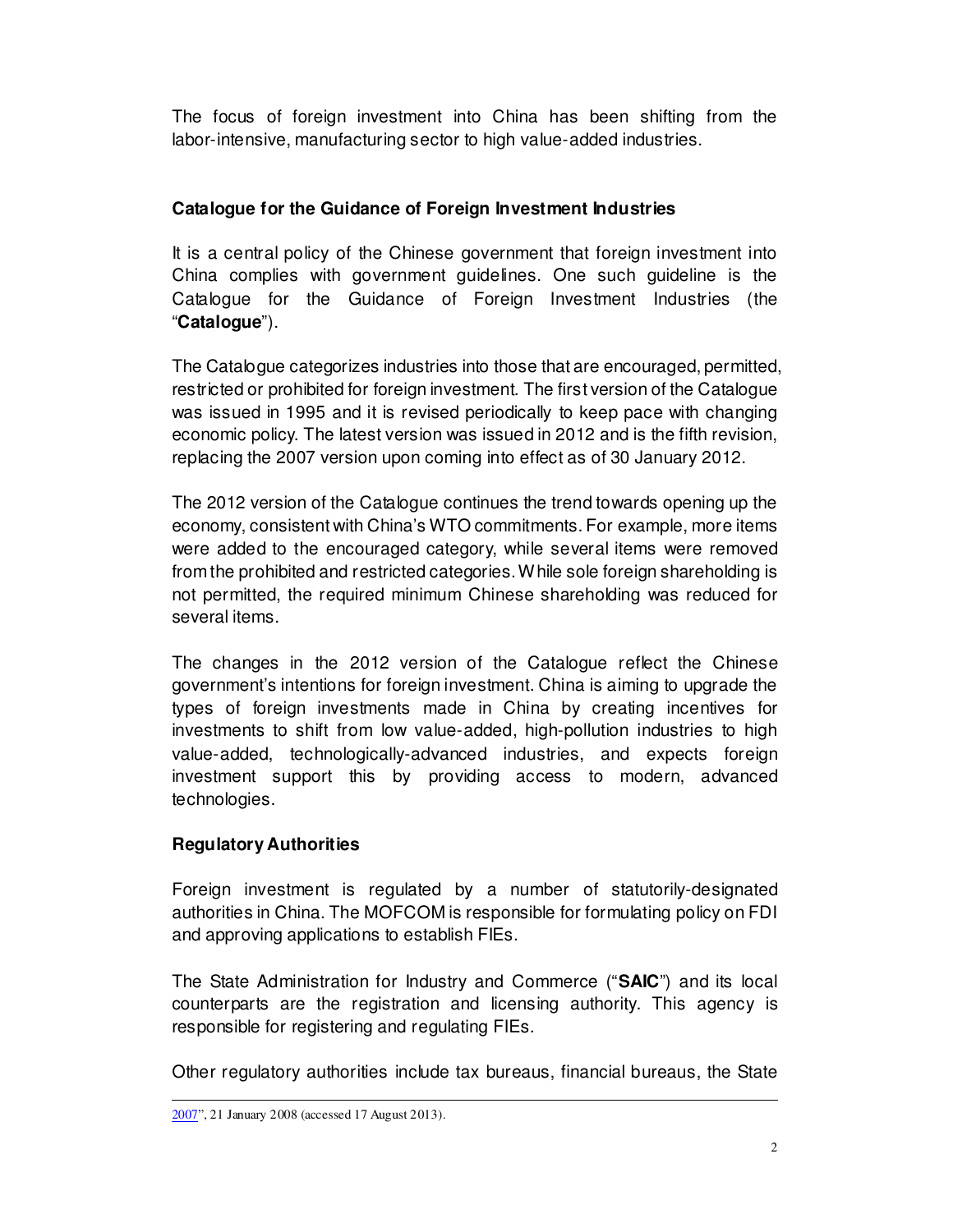The focus of foreign investment into China has been shifting from the labor-intensive, manufacturing sector to high value-added industries.

## Catalogue for the Guidance of Foreign Investment Industries

It is a central policy of the Chinese government that foreign investment into China complies with government guidelines. One such guideline is the Catalogue for the Guidance of Foreign Investment Industries (the "**Catalogue**").

The Catalogue categorizes industries into those that are encouraged, permitted, restricted or prohibited for foreign investment. The first version of the Catalogue was issued in 1995 and it is revised periodically to keep pace with changing economic policy. The latest version was issued in 2012 and is the fifth revision, replacing the 2007 version upon coming into effect as of 30 January 2012.

The 2012 version of the Catalogue continues the trend towards opening up the economy, consistent with China's WTO commitments. For example, more items were added to the encouraged category, while several items were removed from the prohibited and restricted categories. While sole foreign shareholding is not permitted, the required minimum Chinese shareholding was reduced for several items.

The changes in the 2012 version of the Catalogue reflect the Chinese government's intentions for foreign investment. China is aiming to upgrade the types of foreign investments made in China by creating incentives for investments to shift from low value-added, high-pollution industries to high value-added, technologically-advanced industries, and expects foreign investment support this by providing access to modern, advanced technologies.

## Regulatory Authorities

Foreign investment is regulated by a number of statutorily-designated authorities in China. The MOFCOM is responsible for formulating policy on FDI and approving applications to establish FIEs.

The State Administration for Industry and Commerce ("**SAIC**") and its local counterparts are the registration and licensing authority. This agency is responsible for registering and regulating FIEs.

Other regulatory authorities include tax bureaus, financial bureaus, the State

---

2007", 21 January 2008 (accessed 17 August 2013).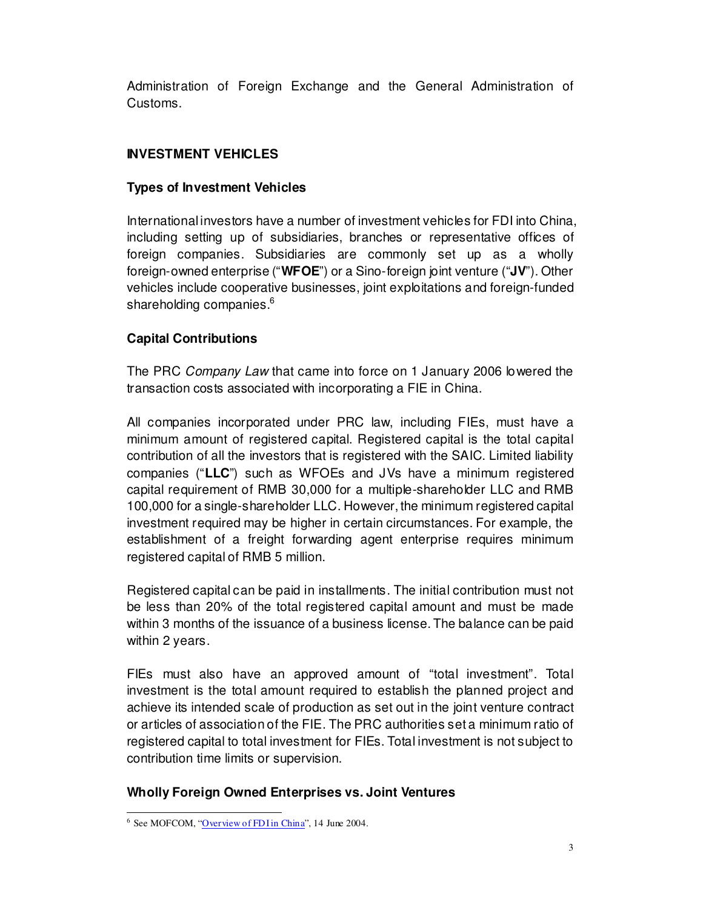Administration of Foreign Exchange and the General Administration of Customs.

## INVESTMENT VEHICLES

### Types of Investment Vehicles

International investors have a number of investment vehicles for FDI into China, including setting up of subsidiaries, branches or representative offices of foreign companies. Subsidiaries are commonly set up as a wholly foreign-owned enterprise ("**WFOE**") or a Sino-foreign joint venture ("**JV**"). Other vehicles include cooperative businesses, joint exploitations and foreign-funded shareholding companies.[6]

### Capital Contributions

The PRC *Company Law* that came into force on 1 January 2006 lowered the transaction costs associated with incorporating a FIE in China.

All companies incorporated under PRC law, including FIEs, must have a minimum amount of registered capital. Registered capital is the total capital contribution of all the investors that is registered with the SAIC. Limited liability companies ("**LLC**") such as WFOEs and JVs have a minimum registered capital requirement of RMB 30,000 for a multiple-shareholder LLC and RMB 100,000 for a single-shareholder LLC. However, the minimum registered capital investment required may be higher in certain circumstances. For example, the establishment of a freight forwarding agent enterprise requires minimum registered capital of RMB 5 million.

Registered capital can be paid in installments. The initial contribution must not be less than 20% of the total registered capital amount and must be made within 3 months of the issuance of a business license. The balance can be paid within 2 years.

FIEs must also have an approved amount of "total investment". Total investment is the total amount required to establish the planned project and achieve its intended scale of production as set out in the joint venture contract or articles of association of the FIE. The PRC authorities set a minimum ratio of registered capital to total investment for FIEs. Total investment is not subject to contribution time limits or supervision.

### Wholly Foreign Owned Enterprises vs. Joint Ventures

---

[6] See MOFCOM, "Overview of FDI in China", 14 June 2004.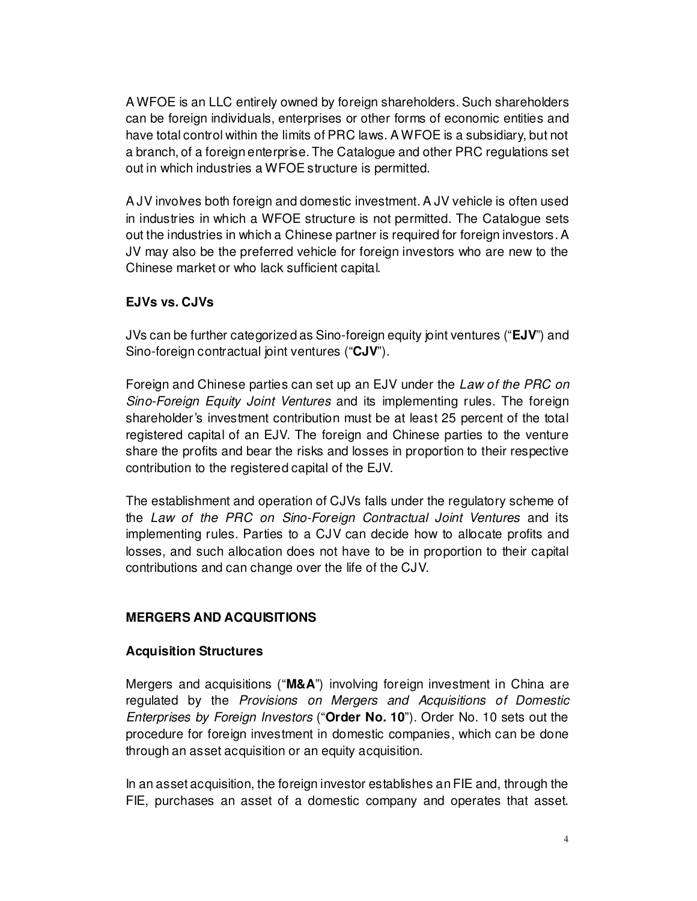A WFOE is an LLC entirely owned by foreign shareholders. Such shareholders can be foreign individuals, enterprises or other forms of economic entities and have total control within the limits of PRC laws. A WFOE is a subsidiary, but not a branch, of a foreign enterprise. The Catalogue and other PRC regulations set out in which industries a WFOE structure is permitted.

A JV involves both foreign and domestic investment. A JV vehicle is often used in industries in which a WFOE structure is not permitted. The Catalogue sets out the industries in which a Chinese partner is required for foreign investors. A JV may also be the preferred vehicle for foreign investors who are new to the Chinese market or who lack sufficient capital.

### EJVs vs. CJVs

JVs can be further categorized as Sino-foreign equity joint ventures ("**EJV**") and Sino-foreign contractual joint ventures ("**CJV**").

Foreign and Chinese parties can set up an EJV under the *Law of the PRC on Sino-Foreign Equity Joint Ventures* and its implementing rules. The foreign shareholder's investment contribution must be at least 25 percent of the total registered capital of an EJV. The foreign and Chinese parties to the venture share the profits and bear the risks and losses in proportion to their respective contribution to the registered capital of the EJV.

The establishment and operation of CJVs falls under the regulatory scheme of the *Law of the PRC on Sino-Foreign Contractual Joint Ventures* and its implementing rules. Parties to a CJV can decide how to allocate profits and losses, and such allocation does not have to be in proportion to their capital contributions and can change over the life of the CJV.

## MERGERS AND ACQUISITIONS

### Acquisition Structures

Mergers and acquisitions ("**M&A**") involving foreign investment in China are regulated by the *Provisions on Mergers and Acquisitions of Domestic Enterprises by Foreign Investors* ("**Order No. 10**"). Order No. 10 sets out the procedure for foreign investment in domestic companies, which can be done through an asset acquisition or an equity acquisition.

In an asset acquisition, the foreign investor establishes an FIE and, through the FIE, purchases an asset of a domestic company and operates that asset.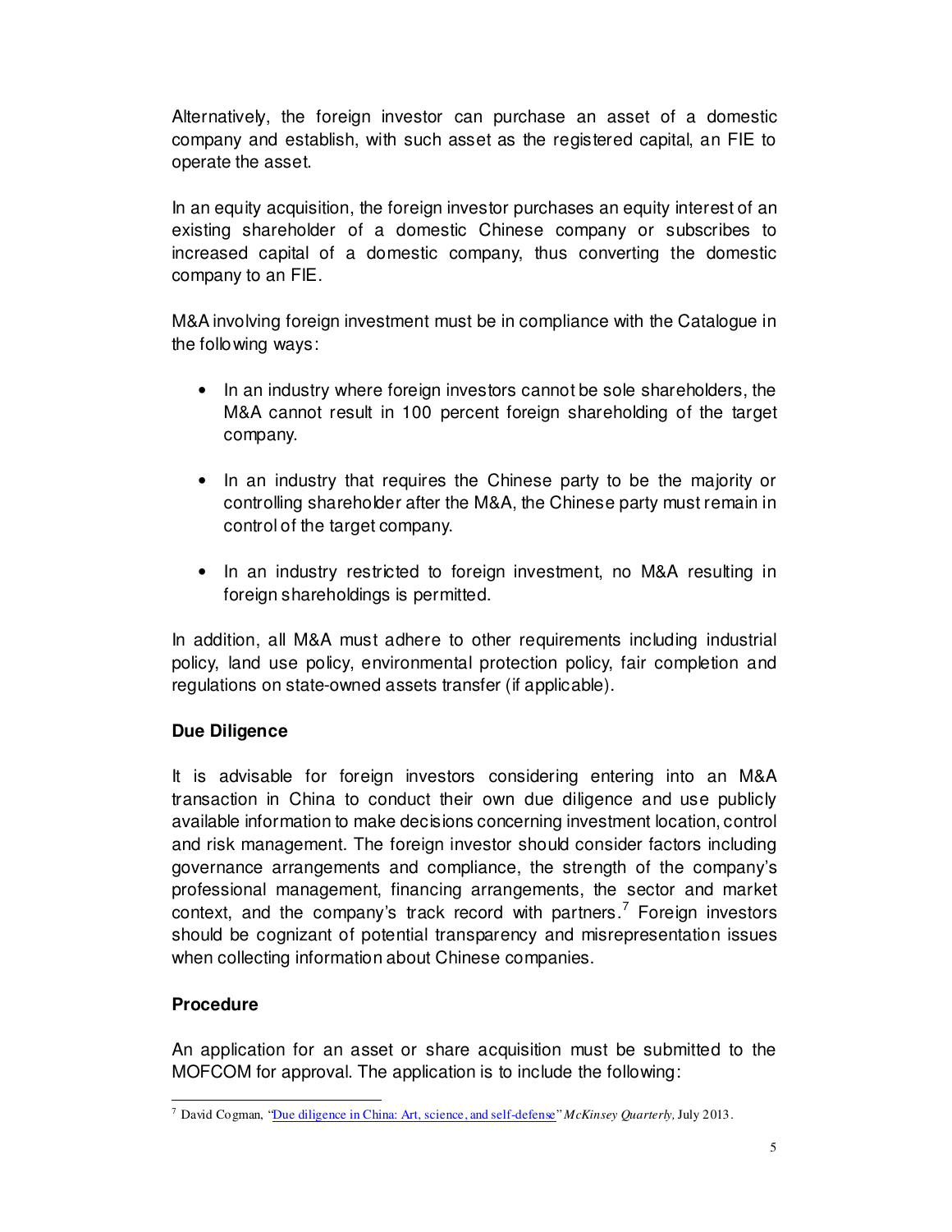Alternatively, the foreign investor can purchase an asset of a domestic company and establish, with such asset as the registered capital, an FIE to operate the asset.

In an equity acquisition, the foreign investor purchases an equity interest of an existing shareholder of a domestic Chinese company or subscribes to increased capital of a domestic company, thus converting the domestic company to an FIE.

M&A involving foreign investment must be in compliance with the Catalogue in the following ways:

- In an industry where foreign investors cannot be sole shareholders, the M&A cannot result in 100 percent foreign shareholding of the target company.
- In an industry that requires the Chinese party to be the majority or controlling shareholder after the M&A, the Chinese party must remain in control of the target company.
- In an industry restricted to foreign investment, no M&A resulting in foreign shareholdings is permitted.

In addition, all M&A must adhere to other requirements including industrial policy, land use policy, environmental protection policy, fair completion and regulations on state-owned assets transfer (if applicable).

**Due Diligence**

It is advisable for foreign investors considering entering into an M&A transaction in China to conduct their own due diligence and use publicly available information to make decisions concerning investment location, control and risk management. The foreign investor should consider factors including governance arrangements and compliance, the strength of the company's professional management, financing arrangements, the sector and market context, and the company's track record with partners.[7] Foreign investors should be cognizant of potential transparency and misrepresentation issues when collecting information about Chinese companies.

**Procedure**

An application for an asset or share acquisition must be submitted to the MOFCOM for approval. The application is to include the following:

[7] David Cogman, "Due diligence in China: Art, science, and self-defense" *McKinsey Quarterly,* July 2013.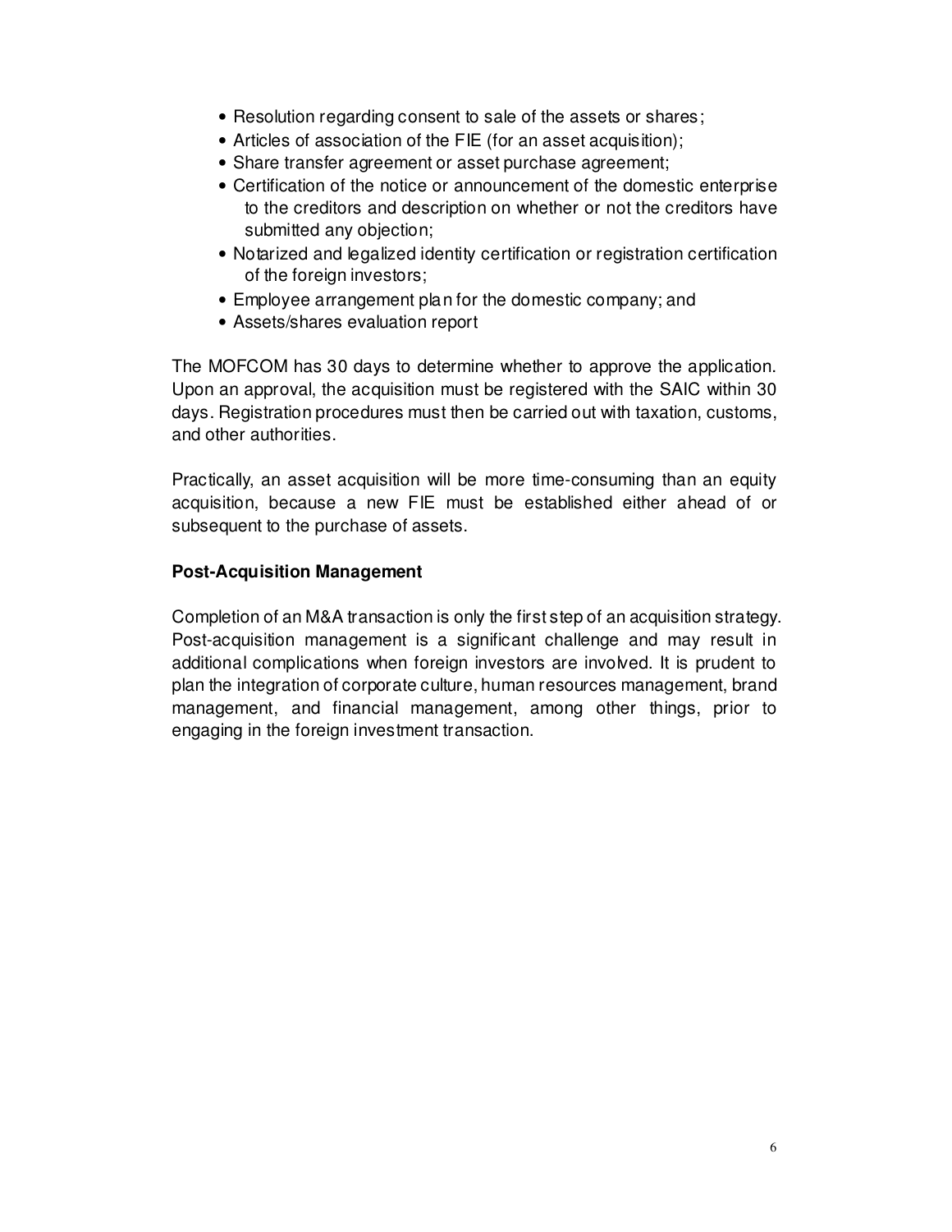- Resolution regarding consent to sale of the assets or shares;
- Articles of association of the FIE (for an asset acquisition);
- Share transfer agreement or asset purchase agreement;
- Certification of the notice or announcement of the domestic enterprise to the creditors and description on whether or not the creditors have submitted any objection;
- Notarized and legalized identity certification or registration certification of the foreign investors;
- Employee arrangement plan for the domestic company; and
- Assets/shares evaluation report

The MOFCOM has 30 days to determine whether to approve the application. Upon an approval, the acquisition must be registered with the SAIC within 30 days. Registration procedures must then be carried out with taxation, customs, and other authorities.

Practically, an asset acquisition will be more time-consuming than an equity acquisition, because a new FIE must be established either ahead of or subsequent to the purchase of assets.

**Post-Acquisition Management**

Completion of an M&A transaction is only the first step of an acquisition strategy. Post-acquisition management is a significant challenge and may result in additional complications when foreign investors are involved. It is prudent to plan the integration of corporate culture, human resources management, brand management, and financial management, among other things, prior to engaging in the foreign investment transaction.